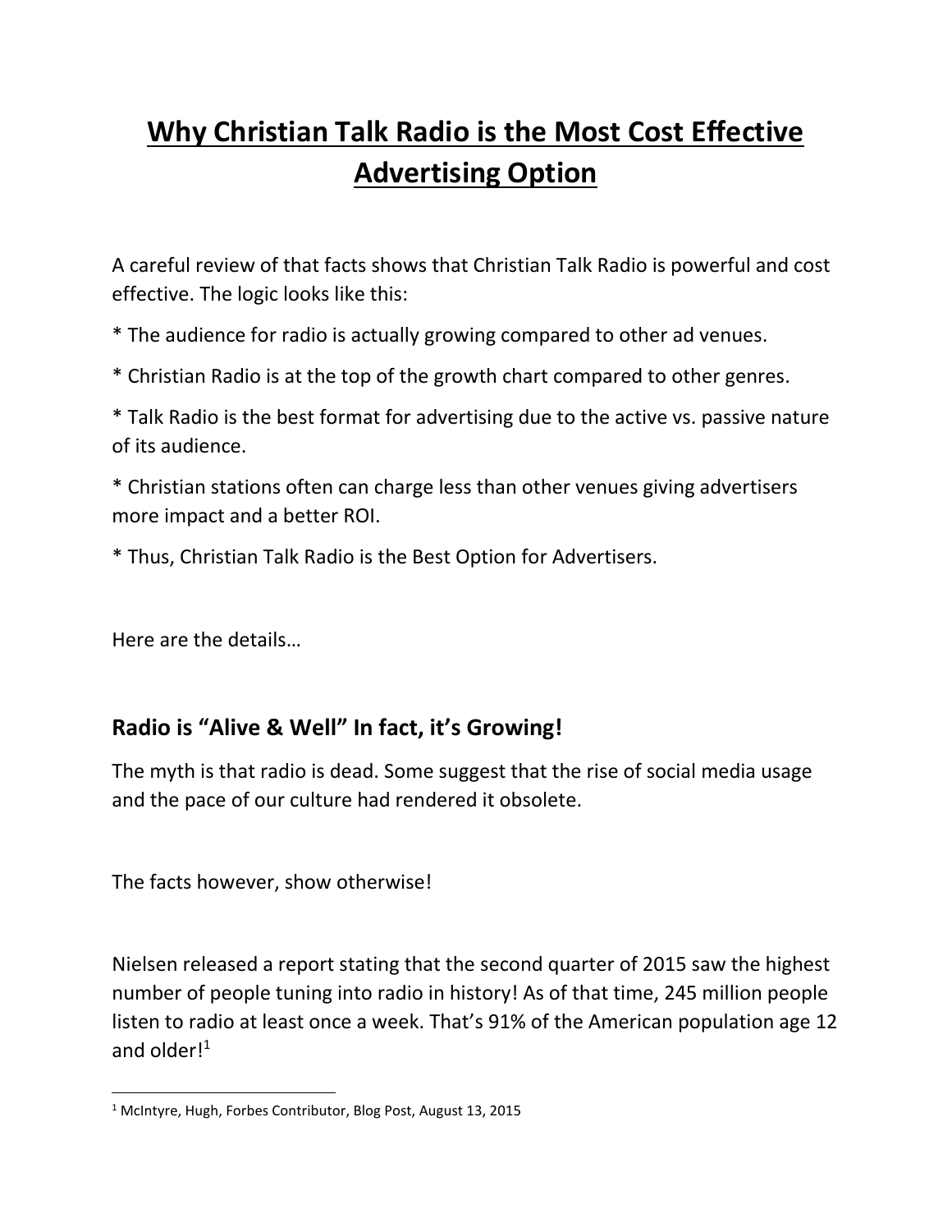# Why Christian Talk Radio is the Most Cost Effective Advertising Option

A careful review of that facts shows that Christian Talk Radio is powerful and cost effective. The logic looks like this:

* The audience for radio is actually growing compared to other ad venues.

* Christian Radio is at the top of the growth chart compared to other genres.

* Talk Radio is the best format for advertising due to the active vs. passive nature of its audience.

* Christian stations often can charge less than other venues giving advertisers more impact and a better ROI.

* Thus, Christian Talk Radio is the Best Option for Advertisers.

Here are the details…

## Radio is "Alive & Well" In fact, it's Growing!

The myth is that radio is dead. Some suggest that the rise of social media usage and the pace of our culture had rendered it obsolete.

The facts however, show otherwise!

Nielsen released a report stating that the second quarter of 2015 saw the highest number of people tuning into radio in history! As of that time, 245 million people listen to radio at least once a week. That's 91% of the American population age 12 and older![1]

[1] McIntyre, Hugh, Forbes Contributor, Blog Post, August 13, 2015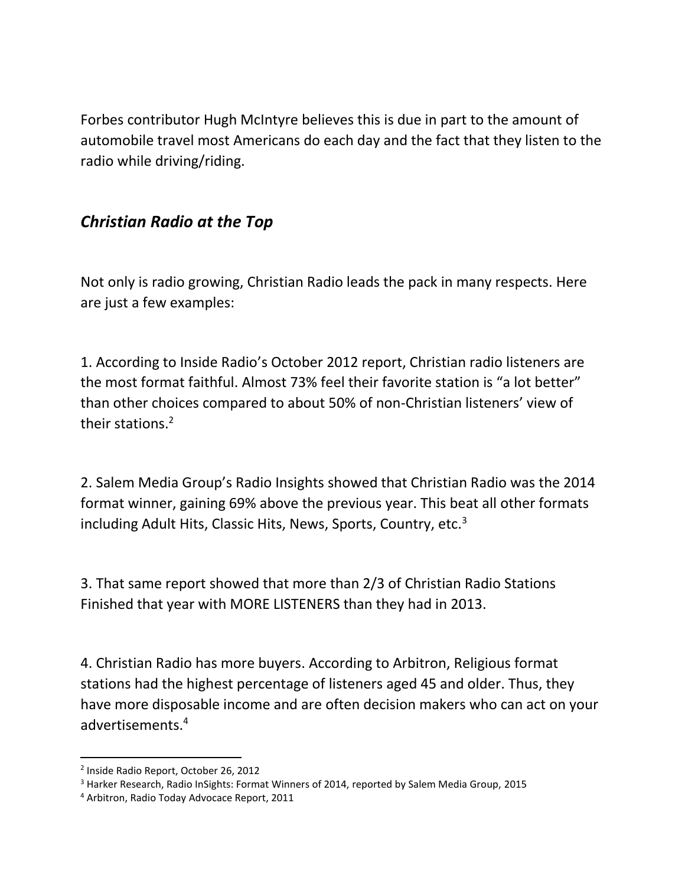Forbes contributor Hugh McIntyre believes this is due in part to the amount of automobile travel most Americans do each day and the fact that they listen to the radio while driving/riding.

### ***Christian Radio at the Top***

Not only is radio growing, Christian Radio leads the pack in many respects. Here are just a few examples:

1. According to Inside Radio's October 2012 report, Christian radio listeners are the most format faithful. Almost 73% feel their favorite station is "a lot better" than other choices compared to about 50% of non-Christian listeners' view of their stations.[2]

2. Salem Media Group's Radio Insights showed that Christian Radio was the 2014 format winner, gaining 69% above the previous year. This beat all other formats including Adult Hits, Classic Hits, News, Sports, Country, etc.[3]

3. That same report showed that more than 2/3 of Christian Radio Stations Finished that year with MORE LISTENERS than they had in 2013.

4. Christian Radio has more buyers. According to Arbitron, Religious format stations had the highest percentage of listeners aged 45 and older. Thus, they have more disposable income and are often decision makers who can act on your advertisements.[4]

---

[2] Inside Radio Report, October 26, 2012

[3] Harker Research, Radio InSights: Format Winners of 2014, reported by Salem Media Group, 2015

[4] Arbitron, Radio Today Advocace Report, 2011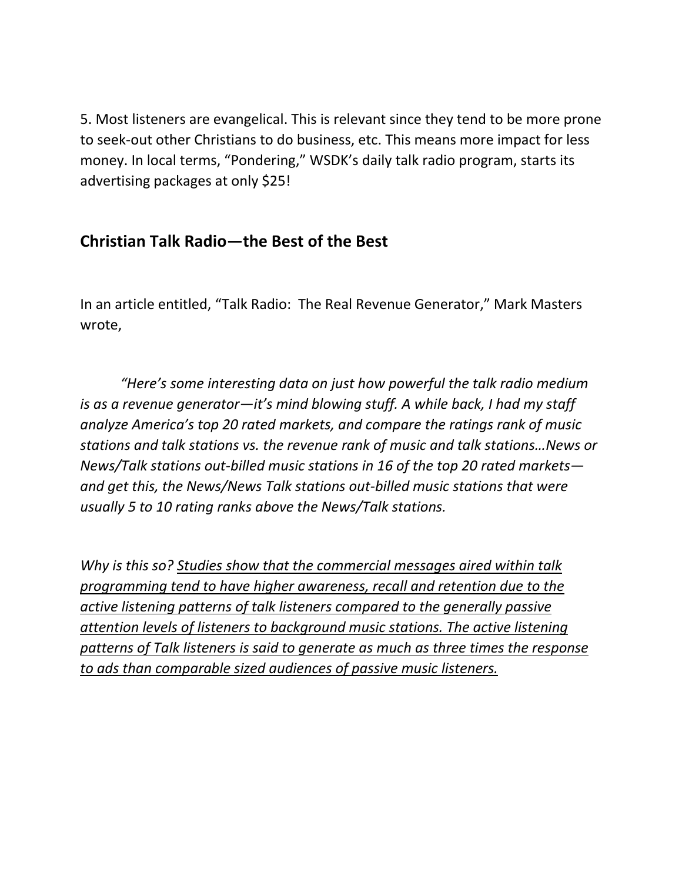5. Most listeners are evangelical. This is relevant since they tend to be more prone to seek-out other Christians to do business, etc. This means more impact for less money. In local terms, "Pondering," WSDK's daily talk radio program, starts its advertising packages at only $25!

## Christian Talk Radio—the Best of the Best

In an article entitled, "Talk Radio: The Real Revenue Generator," Mark Masters wrote,

> *"Here's some interesting data on just how powerful the talk radio medium is as a revenue generator—it's mind blowing stuff. A while back, I had my staff analyze America's top 20 rated markets, and compare the ratings rank of music stations and talk stations vs. the revenue rank of music and talk stations…News or News/Talk stations out-billed music stations in 16 of the top 20 rated markets—and get this, the News/News Talk stations out-billed music stations that were usually 5 to 10 rating ranks above the News/Talk stations.*
>
> *Why is this so? <u>Studies show that the commercial messages aired within talk programming tend to have higher awareness, recall and retention due to the active listening patterns of talk listeners compared to the generally passive attention levels of listeners to background music stations. The active listening patterns of Talk listeners is said to generate as much as three times the response to ads than comparable sized audiences of passive music listeners.</u>*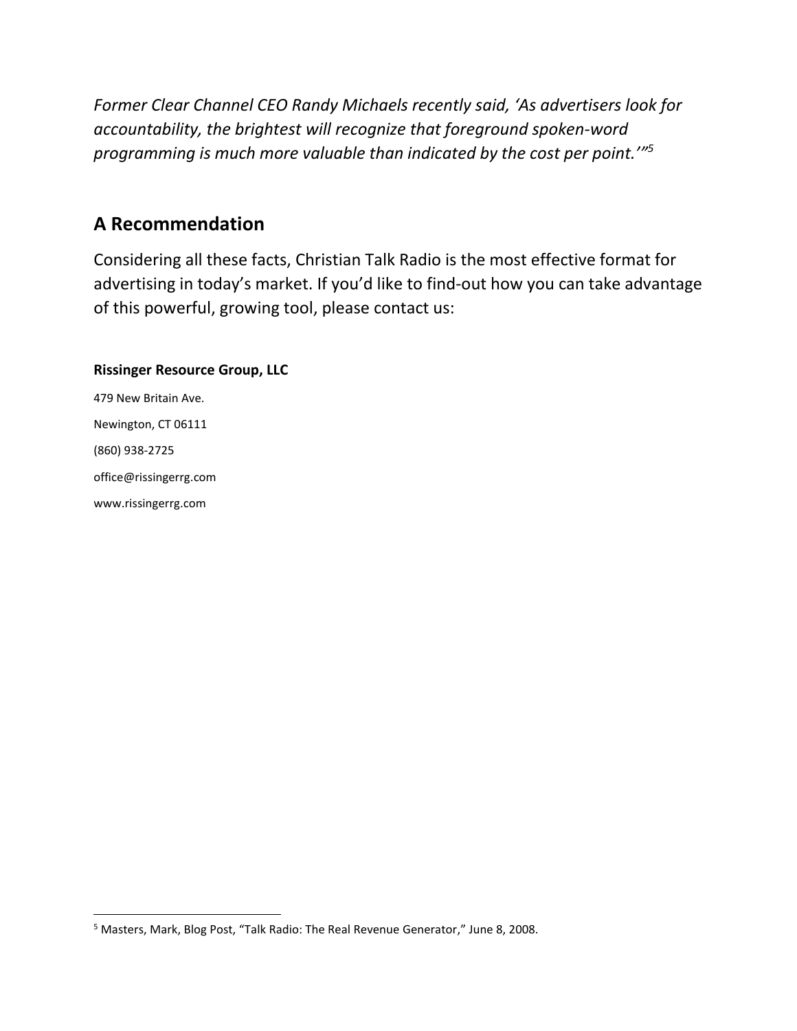*Former Clear Channel CEO Randy Michaels recently said, ‘As advertisers look for accountability, the brightest will recognize that foreground spoken-word programming is much more valuable than indicated by the cost per point.’”*[5]

## A Recommendation

Considering all these facts, Christian Talk Radio is the most effective format for advertising in today’s market. If you’d like to find-out how you can take advantage of this powerful, growing tool, please contact us:

**Rissinger Resource Group, LLC**

479 New Britain Ave.

Newington, CT 06111

(860) 938-2725

office@rissingerrg.com

www.rissingerrg.com

---

[5] Masters, Mark, Blog Post, “Talk Radio: The Real Revenue Generator,” June 8, 2008.